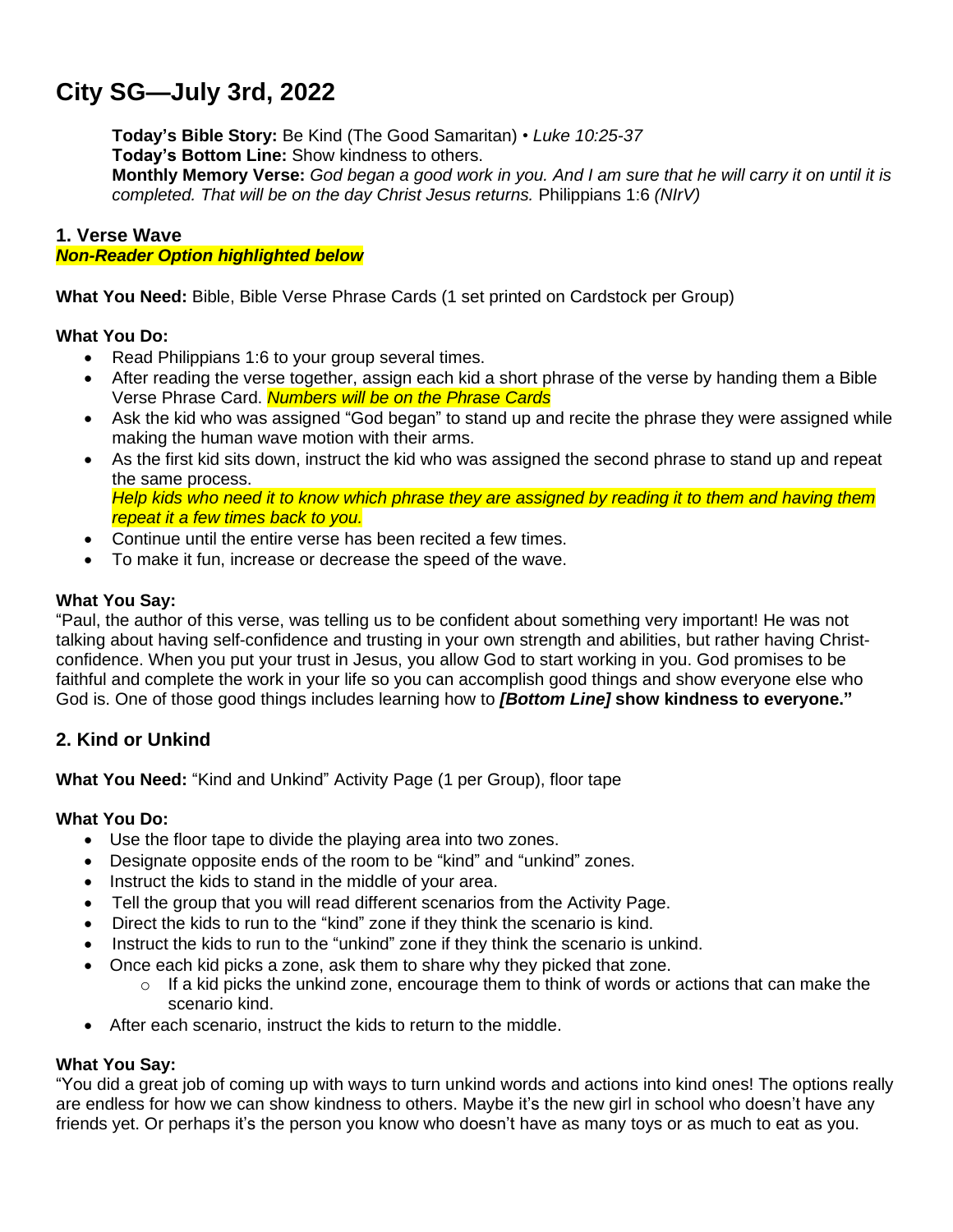# City SG—July 3rd, 2022

**Today's Bible Story:** Be Kind (The Good Samaritan) • *Luke 10:25-37*
**Today's Bottom Line:** Show kindness to others.
**Monthly Memory Verse:** *God began a good work in you. And I am sure that he will carry it on until it is completed. That will be on the day Christ Jesus returns.* Philippians 1:6 *(NIrV)*

## 1. Verse Wave

***Non-Reader Option highlighted below***

**What You Need:** Bible, Bible Verse Phrase Cards (1 set printed on Cardstock per Group)

**What You Do:**

- Read Philippians 1:6 to your group several times.
- After reading the verse together, assign each kid a short phrase of the verse by handing them a Bible Verse Phrase Card. *Numbers will be on the Phrase Cards*
- Ask the kid who was assigned "God began" to stand up and recite the phrase they were assigned while making the human wave motion with their arms.
- As the first kid sits down, instruct the kid who was assigned the second phrase to stand up and repeat the same process.
  *Help kids who need it to know which phrase they are assigned by reading it to them and having them repeat it a few times back to you.*
- Continue until the entire verse has been recited a few times.
- To make it fun, increase or decrease the speed of the wave.

**What You Say:**
"Paul, the author of this verse, was telling us to be confident about something very important! He was not talking about having self-confidence and trusting in your own strength and abilities, but rather having Christ-confidence. When you put your trust in Jesus, you allow God to start working in you. God promises to be faithful and complete the work in your life so you can accomplish good things and show everyone else who God is. One of those good things includes learning how to ***[Bottom Line]*** **show kindness to everyone."**

## 2. Kind or Unkind

**What You Need:** "Kind and Unkind" Activity Page (1 per Group), floor tape

**What You Do:**

- Use the floor tape to divide the playing area into two zones.
- Designate opposite ends of the room to be "kind" and "unkind" zones.
- Instruct the kids to stand in the middle of your area.
- Tell the group that you will read different scenarios from the Activity Page.
- Direct the kids to run to the "kind" zone if they think the scenario is kind.
- Instruct the kids to run to the "unkind" zone if they think the scenario is unkind.
- Once each kid picks a zone, ask them to share why they picked that zone.
  - If a kid picks the unkind zone, encourage them to think of words or actions that can make the scenario kind.
- After each scenario, instruct the kids to return to the middle.

**What You Say:**
"You did a great job of coming up with ways to turn unkind words and actions into kind ones! The options really are endless for how we can show kindness to others. Maybe it's the new girl in school who doesn't have any friends yet. Or perhaps it's the person you know who doesn't have as many toys or as much to eat as you.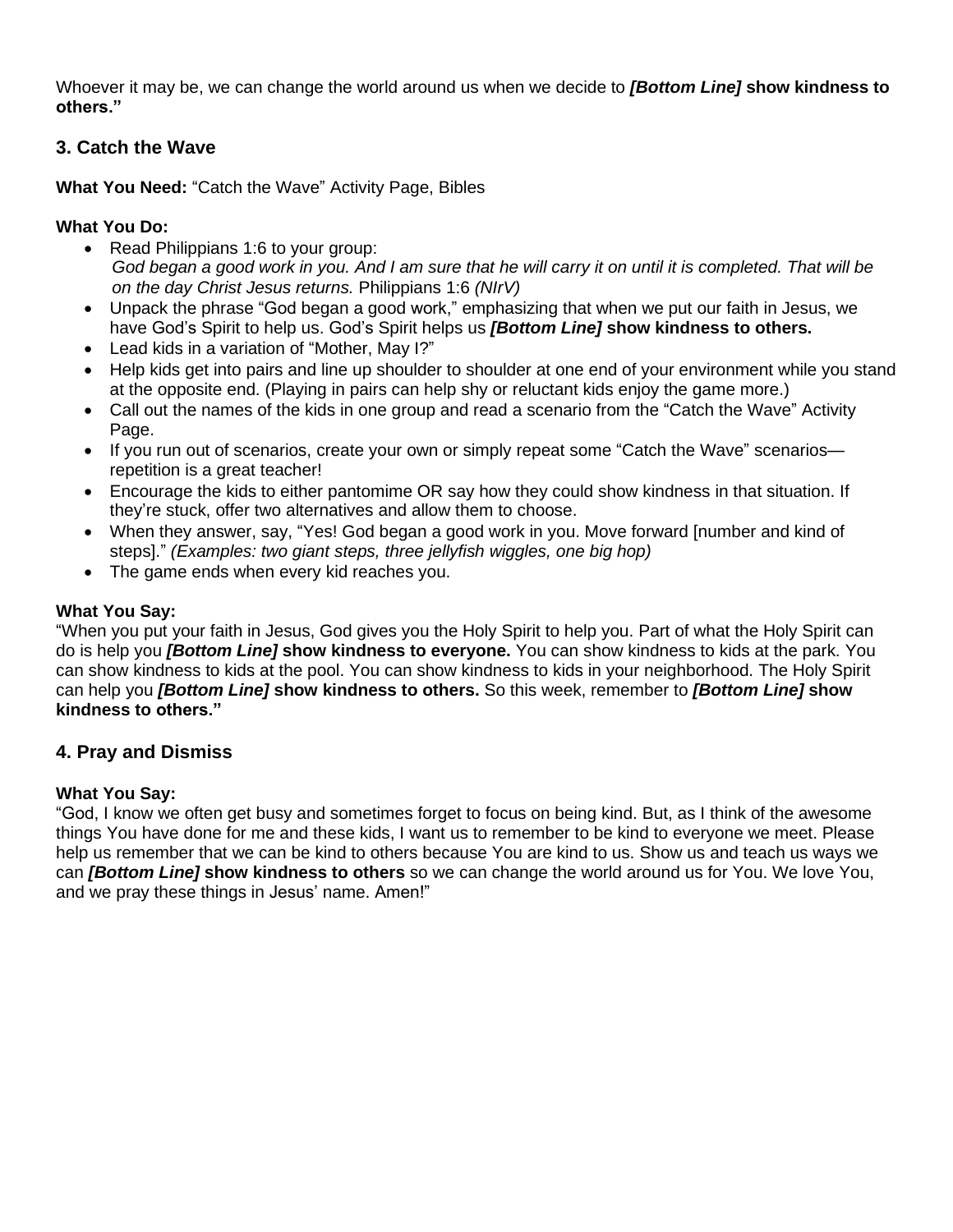Whoever it may be, we can change the world around us when we decide to ***[Bottom Line]*** **show kindness to others."**

## 3. Catch the Wave

**What You Need:** "Catch the Wave" Activity Page, Bibles

**What You Do:**

- Read Philippians 1:6 to your group:
  *God began a good work in you. And I am sure that he will carry it on until it is completed. That will be on the day Christ Jesus returns.* Philippians 1:6 *(NIrV)*
- Unpack the phrase "God began a good work," emphasizing that when we put our faith in Jesus, we have God's Spirit to help us. God's Spirit helps us ***[Bottom Line]*** **show kindness to others.**
- Lead kids in a variation of "Mother, May I?"
- Help kids get into pairs and line up shoulder to shoulder at one end of your environment while you stand at the opposite end. (Playing in pairs can help shy or reluctant kids enjoy the game more.)
- Call out the names of the kids in one group and read a scenario from the "Catch the Wave" Activity Page.
- If you run out of scenarios, create your own or simply repeat some "Catch the Wave" scenarios—repetition is a great teacher!
- Encourage the kids to either pantomime OR say how they could show kindness in that situation. If they're stuck, offer two alternatives and allow them to choose.
- When they answer, say, "Yes! God began a good work in you. Move forward [number and kind of steps]." *(Examples: two giant steps, three jellyfish wiggles, one big hop)*
- The game ends when every kid reaches you.

**What You Say:**
"When you put your faith in Jesus, God gives you the Holy Spirit to help you. Part of what the Holy Spirit can do is help you ***[Bottom Line]*** **show kindness to everyone.** You can show kindness to kids at the park. You can show kindness to kids at the pool. You can show kindness to kids in your neighborhood. The Holy Spirit can help you ***[Bottom Line]*** **show kindness to others.** So this week, remember to ***[Bottom Line]*** **show kindness to others."**

## 4. Pray and Dismiss

**What You Say:**
"God, I know we often get busy and sometimes forget to focus on being kind. But, as I think of the awesome things You have done for me and these kids, I want us to remember to be kind to everyone we meet. Please help us remember that we can be kind to others because You are kind to us. Show us and teach us ways we can ***[Bottom Line]*** **show kindness to others** so we can change the world around us for You. We love You, and we pray these things in Jesus' name. Amen!"